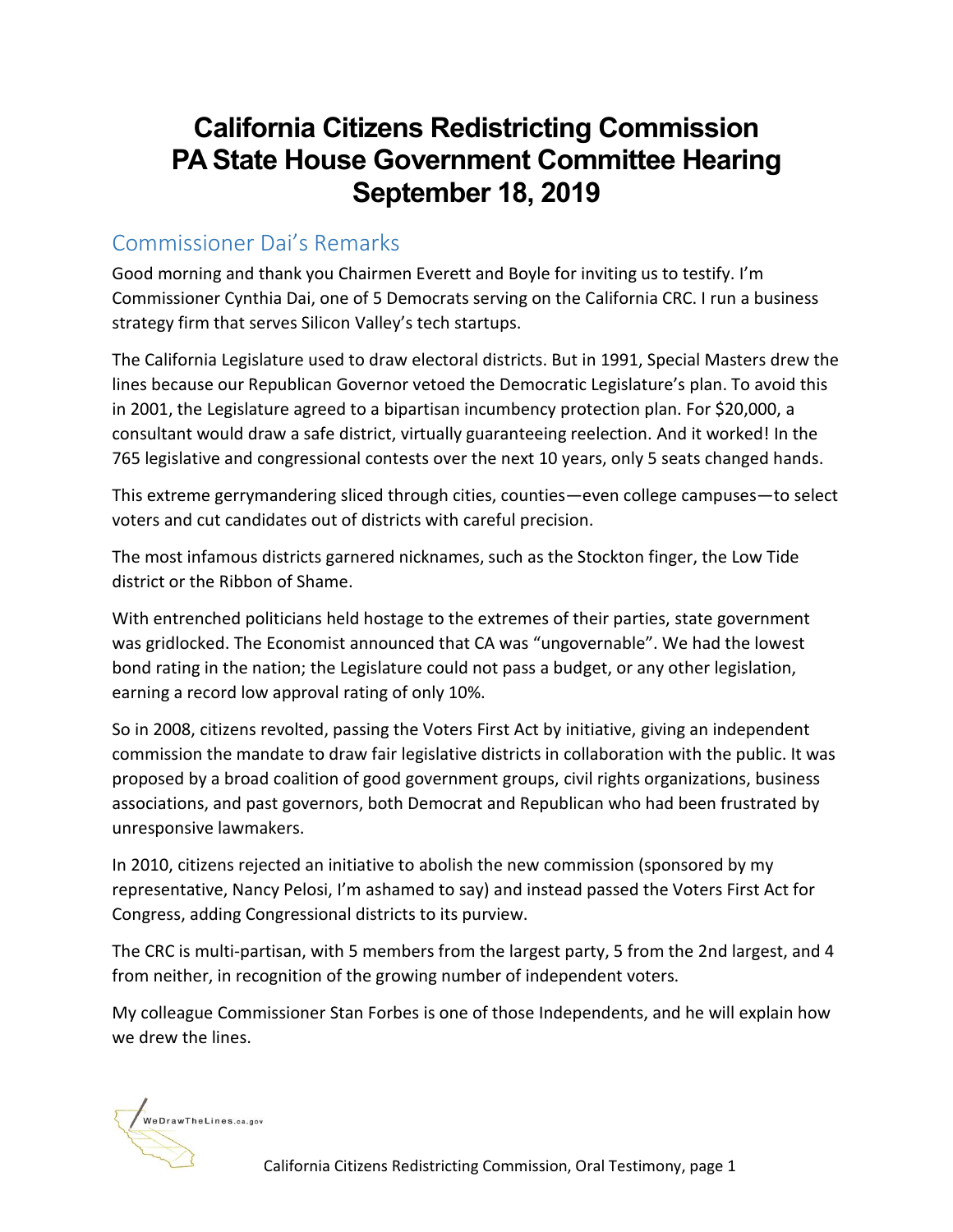# California Citizens Redistricting Commission
# PA State House Government Committee Hearing
# September 18, 2019

## Commissioner Dai's Remarks

Good morning and thank you Chairmen Everett and Boyle for inviting us to testify. I'm Commissioner Cynthia Dai, one of 5 Democrats serving on the California CRC. I run a business strategy firm that serves Silicon Valley's tech startups.

The California Legislature used to draw electoral districts. But in 1991, Special Masters drew the lines because our Republican Governor vetoed the Democratic Legislature's plan. To avoid this in 2001, the Legislature agreed to a bipartisan incumbency protection plan. For $20,000, a consultant would draw a safe district, virtually guaranteeing reelection. And it worked! In the 765 legislative and congressional contests over the next 10 years, only 5 seats changed hands.

This extreme gerrymandering sliced through cities, counties—even college campuses—to select voters and cut candidates out of districts with careful precision.

The most infamous districts garnered nicknames, such as the Stockton finger, the Low Tide district or the Ribbon of Shame.

With entrenched politicians held hostage to the extremes of their parties, state government was gridlocked. The Economist announced that CA was "ungovernable". We had the lowest bond rating in the nation; the Legislature could not pass a budget, or any other legislation, earning a record low approval rating of only 10%.

So in 2008, citizens revolted, passing the Voters First Act by initiative, giving an independent commission the mandate to draw fair legislative districts in collaboration with the public. It was proposed by a broad coalition of good government groups, civil rights organizations, business associations, and past governors, both Democrat and Republican who had been frustrated by unresponsive lawmakers.

In 2010, citizens rejected an initiative to abolish the new commission (sponsored by my representative, Nancy Pelosi, I'm ashamed to say) and instead passed the Voters First Act for Congress, adding Congressional districts to its purview.

The CRC is multi-partisan, with 5 members from the largest party, 5 from the 2nd largest, and 4 from neither, in recognition of the growing number of independent voters.

My colleague Commissioner Stan Forbes is one of those Independents, and he will explain how we drew the lines.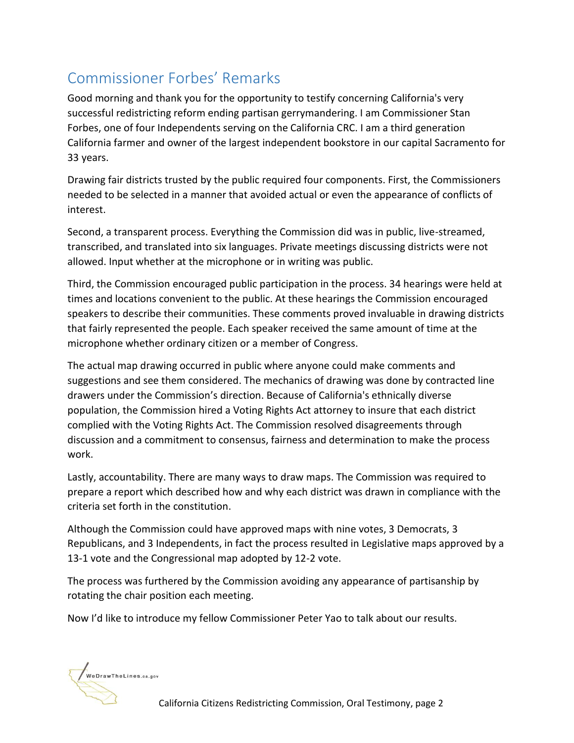## Commissioner Forbes' Remarks

Good morning and thank you for the opportunity to testify concerning California's very successful redistricting reform ending partisan gerrymandering. I am Commissioner Stan Forbes, one of four Independents serving on the California CRC. I am a third generation California farmer and owner of the largest independent bookstore in our capital Sacramento for 33 years.

Drawing fair districts trusted by the public required four components. First, the Commissioners needed to be selected in a manner that avoided actual or even the appearance of conflicts of interest.

Second, a transparent process. Everything the Commission did was in public, live-streamed, transcribed, and translated into six languages. Private meetings discussing districts were not allowed. Input whether at the microphone or in writing was public.

Third, the Commission encouraged public participation in the process. 34 hearings were held at times and locations convenient to the public. At these hearings the Commission encouraged speakers to describe their communities. These comments proved invaluable in drawing districts that fairly represented the people. Each speaker received the same amount of time at the microphone whether ordinary citizen or a member of Congress.

The actual map drawing occurred in public where anyone could make comments and suggestions and see them considered. The mechanics of drawing was done by contracted line drawers under the Commission's direction. Because of California's ethnically diverse population, the Commission hired a Voting Rights Act attorney to insure that each district complied with the Voting Rights Act. The Commission resolved disagreements through discussion and a commitment to consensus, fairness and determination to make the process work.

Lastly, accountability. There are many ways to draw maps. The Commission was required to prepare a report which described how and why each district was drawn in compliance with the criteria set forth in the constitution.

Although the Commission could have approved maps with nine votes, 3 Democrats, 3 Republicans, and 3 Independents, in fact the process resulted in Legislative maps approved by a 13-1 vote and the Congressional map adopted by 12-2 vote.

The process was furthered by the Commission avoiding any appearance of partisanship by rotating the chair position each meeting.

Now I'd like to introduce my fellow Commissioner Peter Yao to talk about our results.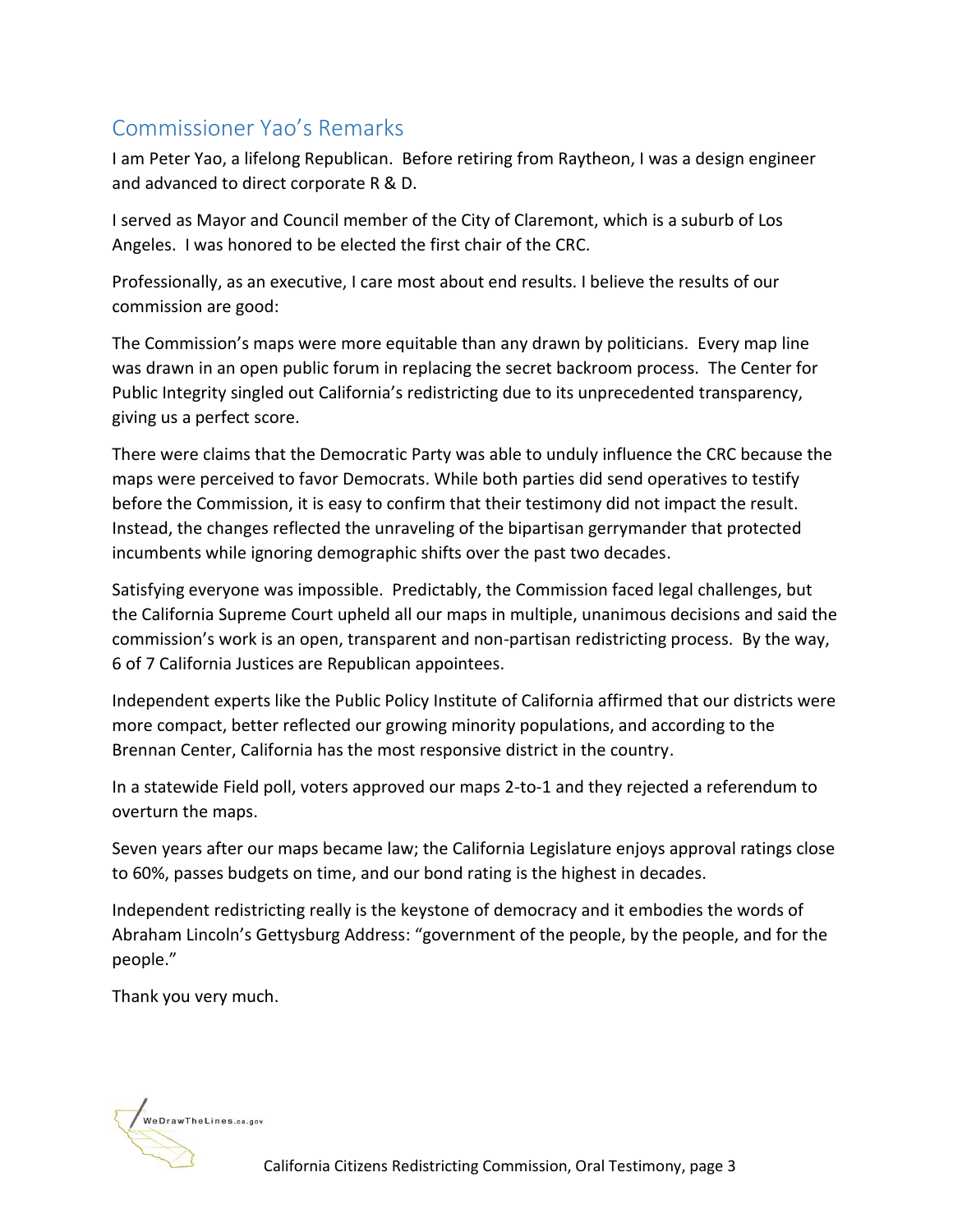## Commissioner Yao's Remarks

I am Peter Yao, a lifelong Republican. Before retiring from Raytheon, I was a design engineer and advanced to direct corporate R & D.

I served as Mayor and Council member of the City of Claremont, which is a suburb of Los Angeles. I was honored to be elected the first chair of the CRC.

Professionally, as an executive, I care most about end results. I believe the results of our commission are good:

The Commission's maps were more equitable than any drawn by politicians. Every map line was drawn in an open public forum in replacing the secret backroom process. The Center for Public Integrity singled out California's redistricting due to its unprecedented transparency, giving us a perfect score.

There were claims that the Democratic Party was able to unduly influence the CRC because the maps were perceived to favor Democrats. While both parties did send operatives to testify before the Commission, it is easy to confirm that their testimony did not impact the result. Instead, the changes reflected the unraveling of the bipartisan gerrymander that protected incumbents while ignoring demographic shifts over the past two decades.

Satisfying everyone was impossible. Predictably, the Commission faced legal challenges, but the California Supreme Court upheld all our maps in multiple, unanimous decisions and said the commission's work is an open, transparent and non-partisan redistricting process. By the way, 6 of 7 California Justices are Republican appointees.

Independent experts like the Public Policy Institute of California affirmed that our districts were more compact, better reflected our growing minority populations, and according to the Brennan Center, California has the most responsive district in the country.

In a statewide Field poll, voters approved our maps 2-to-1 and they rejected a referendum to overturn the maps.

Seven years after our maps became law; the California Legislature enjoys approval ratings close to 60%, passes budgets on time, and our bond rating is the highest in decades.

Independent redistricting really is the keystone of democracy and it embodies the words of Abraham Lincoln's Gettysburg Address: "government of the people, by the people, and for the people."

Thank you very much.